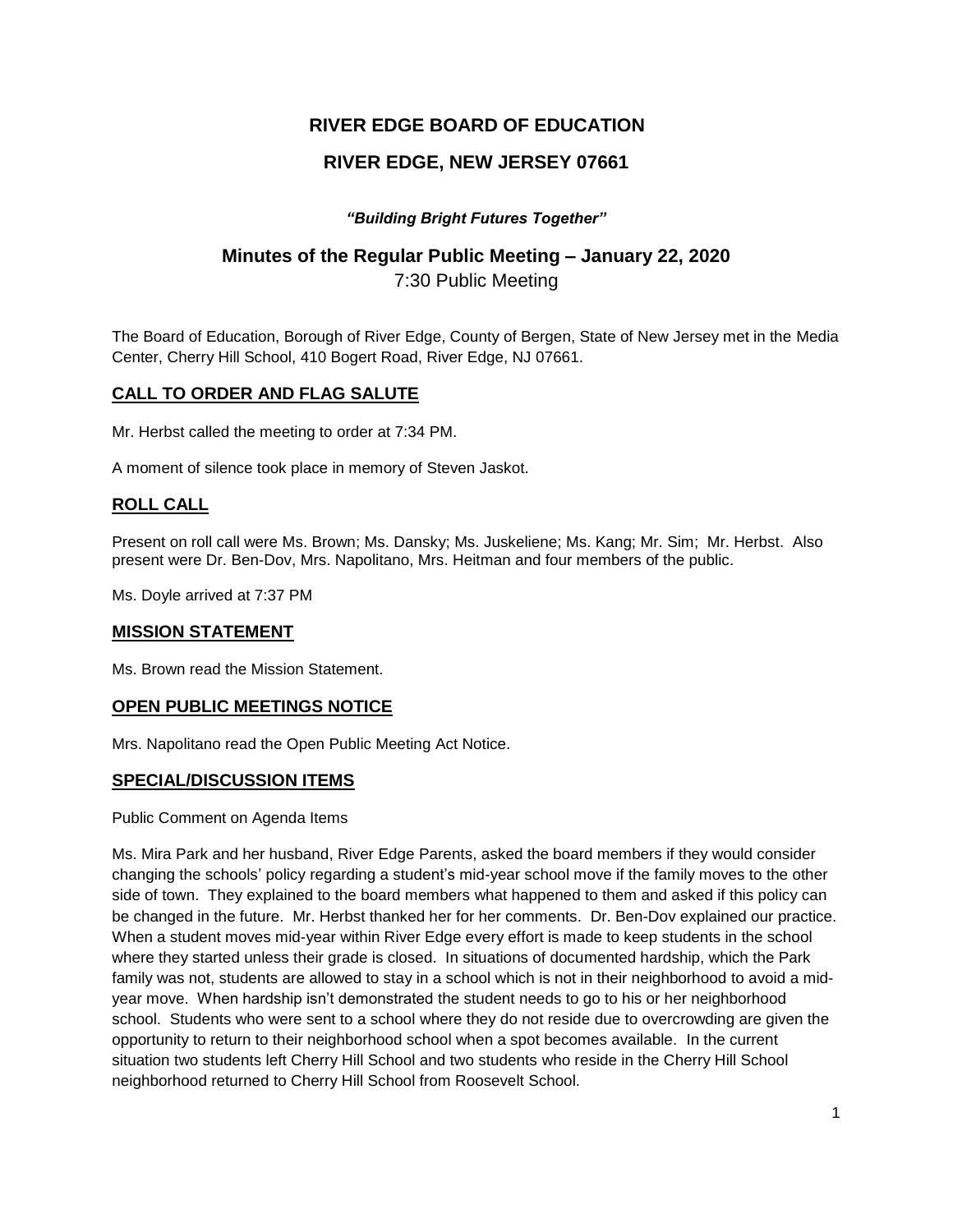# RIVER EDGE BOARD OF EDUCATION

## RIVER EDGE, NEW JERSEY 07661

***"Building Bright Futures Together"***

## Minutes of the Regular Public Meeting – January 22, 2020

7:30 Public Meeting

The Board of Education, Borough of River Edge, County of Bergen, State of New Jersey met in the Media Center, Cherry Hill School, 410 Bogert Road, River Edge, NJ 07661.

### CALL TO ORDER AND FLAG SALUTE

Mr. Herbst called the meeting to order at 7:34 PM.

A moment of silence took place in memory of Steven Jaskot.

### ROLL CALL

Present on roll call were Ms. Brown; Ms. Dansky; Ms. Juskeliene; Ms. Kang; Mr. Sim; Mr. Herbst. Also present were Dr. Ben-Dov, Mrs. Napolitano, Mrs. Heitman and four members of the public.

Ms. Doyle arrived at 7:37 PM

### MISSION STATEMENT

Ms. Brown read the Mission Statement.

### OPEN PUBLIC MEETINGS NOTICE

Mrs. Napolitano read the Open Public Meeting Act Notice.

### SPECIAL/DISCUSSION ITEMS

Public Comment on Agenda Items

Ms. Mira Park and her husband, River Edge Parents, asked the board members if they would consider changing the schools' policy regarding a student's mid-year school move if the family moves to the other side of town. They explained to the board members what happened to them and asked if this policy can be changed in the future. Mr. Herbst thanked her for her comments. Dr. Ben-Dov explained our practice. When a student moves mid-year within River Edge every effort is made to keep students in the school where they started unless their grade is closed. In situations of documented hardship, which the Park family was not, students are allowed to stay in a school which is not in their neighborhood to avoid a mid-year move. When hardship isn't demonstrated the student needs to go to his or her neighborhood school. Students who were sent to a school where they do not reside due to overcrowding are given the opportunity to return to their neighborhood school when a spot becomes available. In the current situation two students left Cherry Hill School and two students who reside in the Cherry Hill School neighborhood returned to Cherry Hill School from Roosevelt School.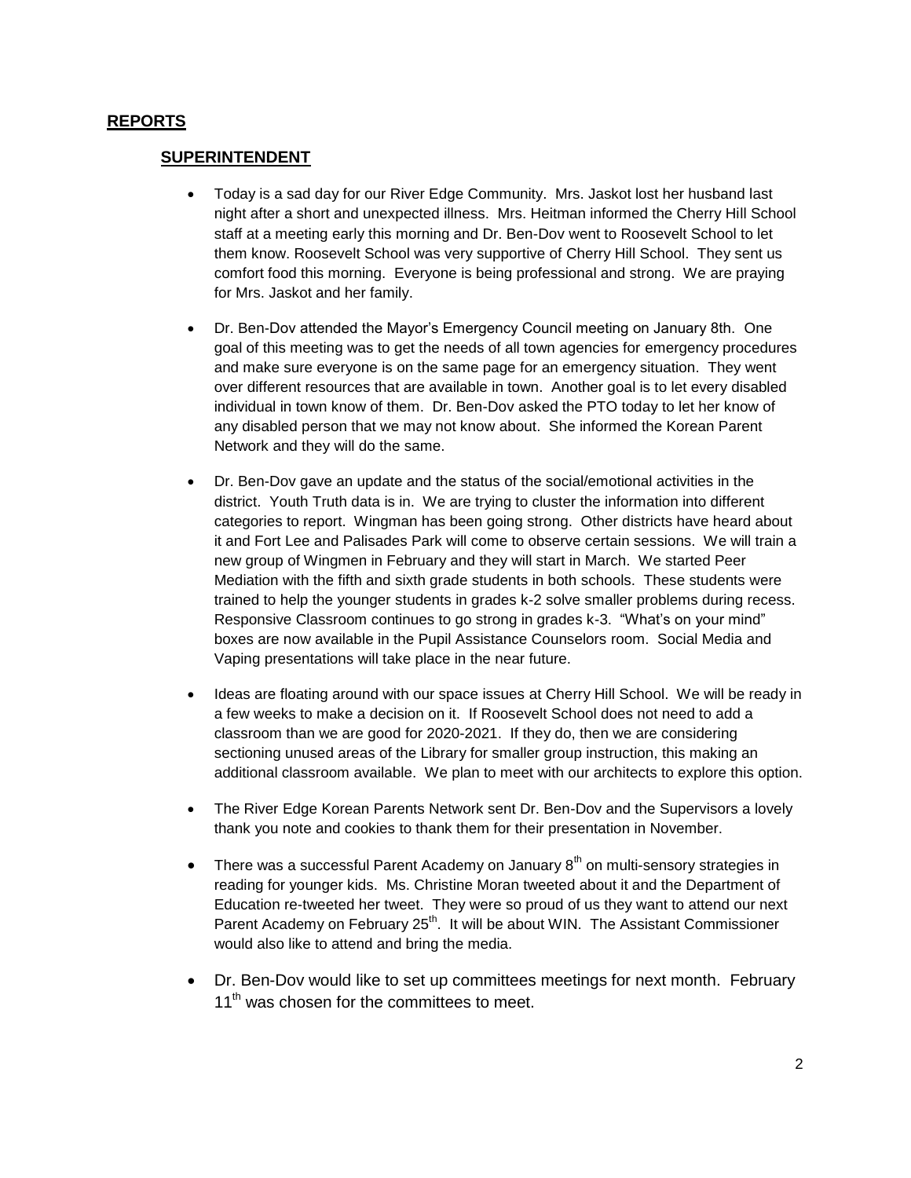## REPORTS

### SUPERINTENDENT

- Today is a sad day for our River Edge Community. Mrs. Jaskot lost her husband last night after a short and unexpected illness. Mrs. Heitman informed the Cherry Hill School staff at a meeting early this morning and Dr. Ben-Dov went to Roosevelt School to let them know. Roosevelt School was very supportive of Cherry Hill School. They sent us comfort food this morning. Everyone is being professional and strong. We are praying for Mrs. Jaskot and her family.

- Dr. Ben-Dov attended the Mayor's Emergency Council meeting on January 8th. One goal of this meeting was to get the needs of all town agencies for emergency procedures and make sure everyone is on the same page for an emergency situation. They went over different resources that are available in town. Another goal is to let every disabled individual in town know of them. Dr. Ben-Dov asked the PTO today to let her know of any disabled person that we may not know about. She informed the Korean Parent Network and they will do the same.

- Dr. Ben-Dov gave an update and the status of the social/emotional activities in the district. Youth Truth data is in. We are trying to cluster the information into different categories to report. Wingman has been going strong. Other districts have heard about it and Fort Lee and Palisades Park will come to observe certain sessions. We will train a new group of Wingmen in February and they will start in March. We started Peer Mediation with the fifth and sixth grade students in both schools. These students were trained to help the younger students in grades k-2 solve smaller problems during recess. Responsive Classroom continues to go strong in grades k-3. "What's on your mind" boxes are now available in the Pupil Assistance Counselors room. Social Media and Vaping presentations will take place in the near future.

- Ideas are floating around with our space issues at Cherry Hill School. We will be ready in a few weeks to make a decision on it. If Roosevelt School does not need to add a classroom than we are good for 2020-2021. If they do, then we are considering sectioning unused areas of the Library for smaller group instruction, this making an additional classroom available. We plan to meet with our architects to explore this option.

- The River Edge Korean Parents Network sent Dr. Ben-Dov and the Supervisors a lovely thank you note and cookies to thank them for their presentation in November.

- There was a successful Parent Academy on January 8th on multi-sensory strategies in reading for younger kids. Ms. Christine Moran tweeted about it and the Department of Education re-tweeted her tweet. They were so proud of us they want to attend our next Parent Academy on February 25th. It will be about WIN. The Assistant Commissioner would also like to attend and bring the media.

- Dr. Ben-Dov would like to set up committees meetings for next month. February 11th was chosen for the committees to meet.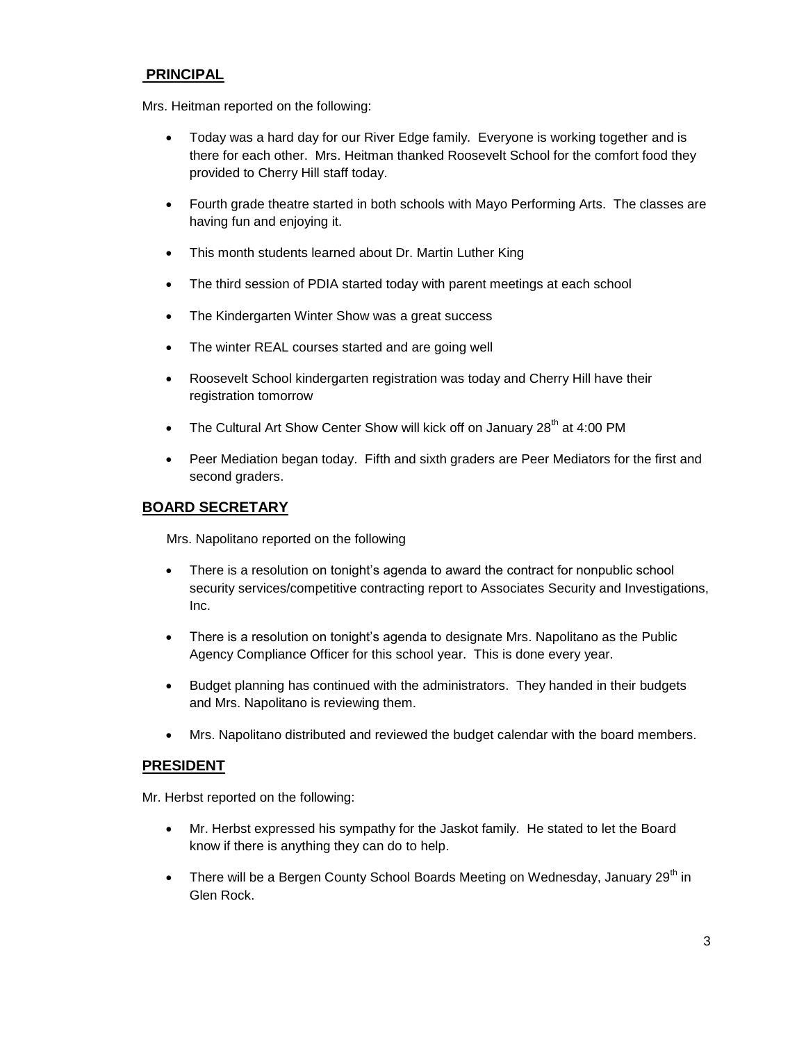## PRINCIPAL

Mrs. Heitman reported on the following:

- Today was a hard day for our River Edge family. Everyone is working together and is there for each other. Mrs. Heitman thanked Roosevelt School for the comfort food they provided to Cherry Hill staff today.
- Fourth grade theatre started in both schools with Mayo Performing Arts. The classes are having fun and enjoying it.
- This month students learned about Dr. Martin Luther King
- The third session of PDIA started today with parent meetings at each school
- The Kindergarten Winter Show was a great success
- The winter REAL courses started and are going well
- Roosevelt School kindergarten registration was today and Cherry Hill have their registration tomorrow
- The Cultural Art Show Center Show will kick off on January 28th at 4:00 PM
- Peer Mediation began today. Fifth and sixth graders are Peer Mediators for the first and second graders.

## BOARD SECRETARY

Mrs. Napolitano reported on the following

- There is a resolution on tonight's agenda to award the contract for nonpublic school security services/competitive contracting report to Associates Security and Investigations, Inc.
- There is a resolution on tonight's agenda to designate Mrs. Napolitano as the Public Agency Compliance Officer for this school year. This is done every year.
- Budget planning has continued with the administrators. They handed in their budgets and Mrs. Napolitano is reviewing them.
- Mrs. Napolitano distributed and reviewed the budget calendar with the board members.

## PRESIDENT

Mr. Herbst reported on the following:

- Mr. Herbst expressed his sympathy for the Jaskot family. He stated to let the Board know if there is anything they can do to help.
- There will be a Bergen County School Boards Meeting on Wednesday, January 29th in Glen Rock.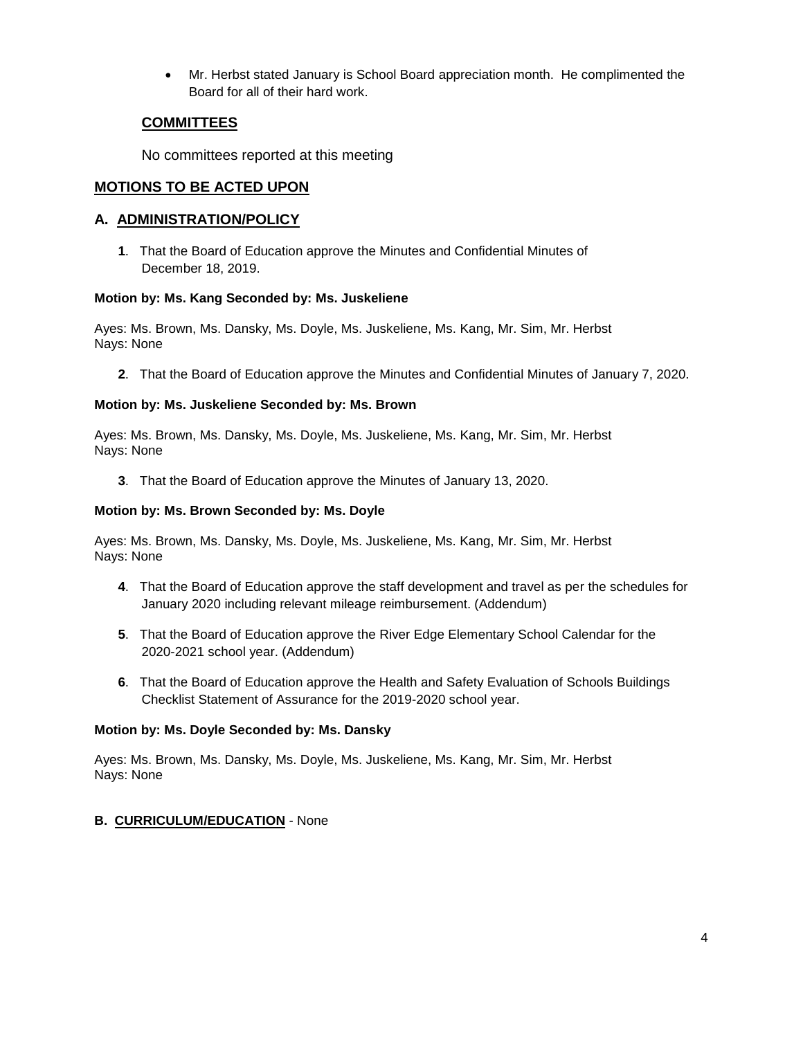- Mr. Herbst stated January is School Board appreciation month. He complimented the Board for all of their hard work.

## COMMITTEES

No committees reported at this meeting

## MOTIONS TO BE ACTED UPON

### A. ADMINISTRATION/POLICY

**1**. That the Board of Education approve the Minutes and Confidential Minutes of December 18, 2019.

**Motion by: Ms. Kang Seconded by: Ms. Juskeliene**

Ayes: Ms. Brown, Ms. Dansky, Ms. Doyle, Ms. Juskeliene, Ms. Kang, Mr. Sim, Mr. Herbst
Nays: None

**2**. That the Board of Education approve the Minutes and Confidential Minutes of January 7, 2020.

**Motion by: Ms. Juskeliene Seconded by: Ms. Brown**

Ayes: Ms. Brown, Ms. Dansky, Ms. Doyle, Ms. Juskeliene, Ms. Kang, Mr. Sim, Mr. Herbst
Nays: None

**3**. That the Board of Education approve the Minutes of January 13, 2020.

**Motion by: Ms. Brown Seconded by: Ms. Doyle**

Ayes: Ms. Brown, Ms. Dansky, Ms. Doyle, Ms. Juskeliene, Ms. Kang, Mr. Sim, Mr. Herbst
Nays: None

**4**. That the Board of Education approve the staff development and travel as per the schedules for January 2020 including relevant mileage reimbursement. (Addendum)

**5**. That the Board of Education approve the River Edge Elementary School Calendar for the 2020-2021 school year. (Addendum)

**6**. That the Board of Education approve the Health and Safety Evaluation of Schools Buildings Checklist Statement of Assurance for the 2019-2020 school year.

**Motion by: Ms. Doyle Seconded by: Ms. Dansky**

Ayes: Ms. Brown, Ms. Dansky, Ms. Doyle, Ms. Juskeliene, Ms. Kang, Mr. Sim, Mr. Herbst
Nays: None

### B. CURRICULUM/EDUCATION - None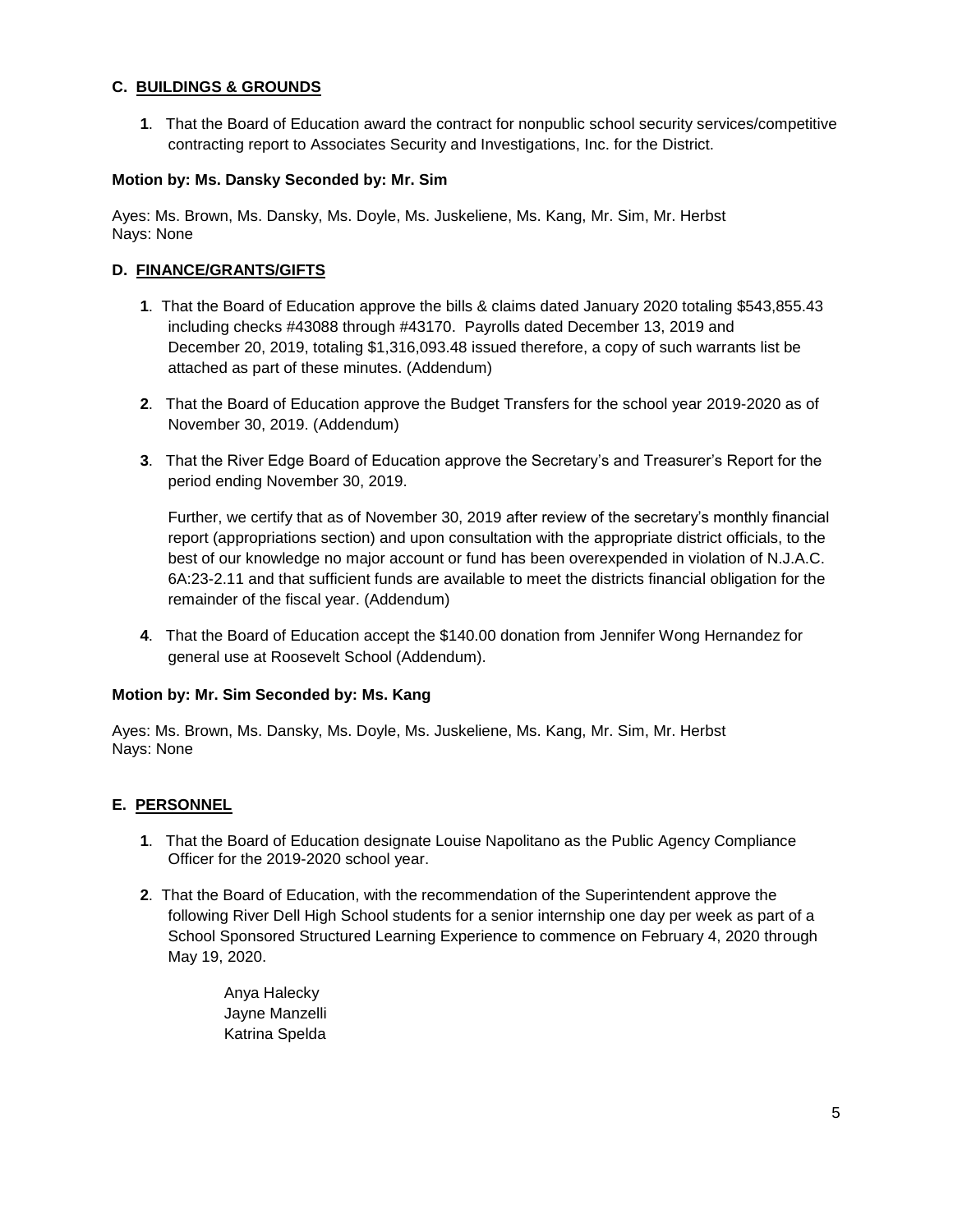## C. BUILDINGS & GROUNDS

**1**. That the Board of Education award the contract for nonpublic school security services/competitive contracting report to Associates Security and Investigations, Inc. for the District.

**Motion by: Ms. Dansky Seconded by: Mr. Sim**

Ayes: Ms. Brown, Ms. Dansky, Ms. Doyle, Ms. Juskeliene, Ms. Kang, Mr. Sim, Mr. Herbst
Nays: None

## D. FINANCE/GRANTS/GIFTS

**1**. That the Board of Education approve the bills & claims dated January 2020 totaling $543,855.43 including checks #43088 through #43170. Payrolls dated December 13, 2019 and December 20, 2019, totaling $1,316,093.48 issued therefore, a copy of such warrants list be attached as part of these minutes. (Addendum)

**2**. That the Board of Education approve the Budget Transfers for the school year 2019-2020 as of November 30, 2019. (Addendum)

**3**. That the River Edge Board of Education approve the Secretary's and Treasurer's Report for the period ending November 30, 2019.

Further, we certify that as of November 30, 2019 after review of the secretary's monthly financial report (appropriations section) and upon consultation with the appropriate district officials, to the best of our knowledge no major account or fund has been overexpended in violation of N.J.A.C. 6A:23-2.11 and that sufficient funds are available to meet the districts financial obligation for the remainder of the fiscal year. (Addendum)

**4**. That the Board of Education accept the $140.00 donation from Jennifer Wong Hernandez for general use at Roosevelt School (Addendum).

**Motion by: Mr. Sim Seconded by: Ms. Kang**

Ayes: Ms. Brown, Ms. Dansky, Ms. Doyle, Ms. Juskeliene, Ms. Kang, Mr. Sim, Mr. Herbst
Nays: None

## E. PERSONNEL

**1**. That the Board of Education designate Louise Napolitano as the Public Agency Compliance Officer for the 2019-2020 school year.

**2**. That the Board of Education, with the recommendation of the Superintendent approve the following River Dell High School students for a senior internship one day per week as part of a School Sponsored Structured Learning Experience to commence on February 4, 2020 through May 19, 2020.

Anya Halecky
Jayne Manzelli
Katrina Spelda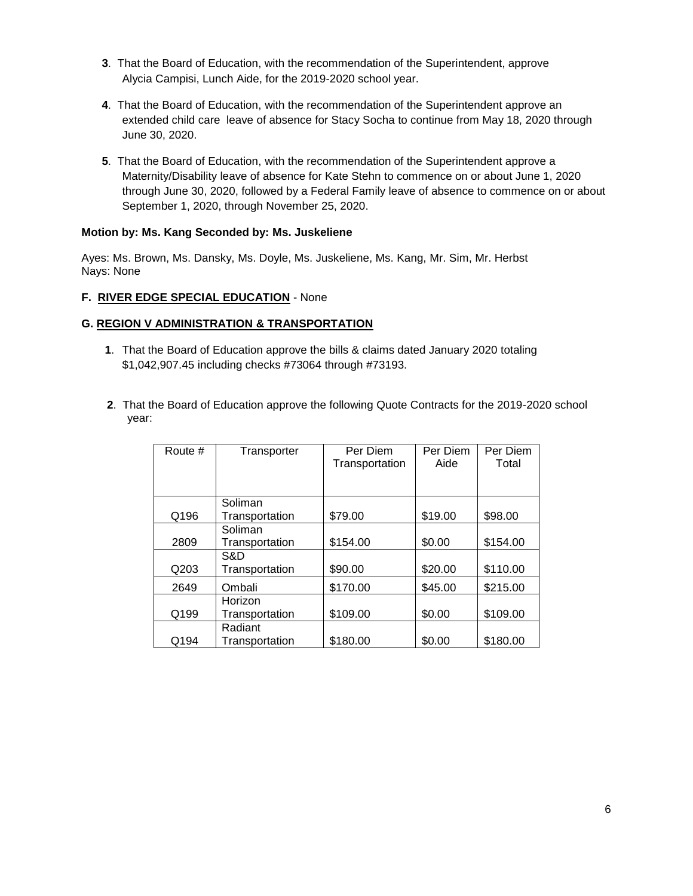**3**. That the Board of Education, with the recommendation of the Superintendent, approve Alycia Campisi, Lunch Aide, for the 2019-2020 school year.

**4**. That the Board of Education, with the recommendation of the Superintendent approve an extended child care leave of absence for Stacy Socha to continue from May 18, 2020 through June 30, 2020.

**5**. That the Board of Education, with the recommendation of the Superintendent approve a Maternity/Disability leave of absence for Kate Stehn to commence on or about June 1, 2020 through June 30, 2020, followed by a Federal Family leave of absence to commence on or about September 1, 2020, through November 25, 2020.

**Motion by: Ms. Kang Seconded by: Ms. Juskeliene**

Ayes: Ms. Brown, Ms. Dansky, Ms. Doyle, Ms. Juskeliene, Ms. Kang, Mr. Sim, Mr. Herbst
Nays: None

**F. RIVER EDGE SPECIAL EDUCATION** - None

**G. REGION V ADMINISTRATION & TRANSPORTATION**

**1**. That the Board of Education approve the bills & claims dated January 2020 totaling $1,042,907.45 including checks #73064 through #73193.

**2**. That the Board of Education approve the following Quote Contracts for the 2019-2020 school year:

| Route # | Transporter | Per Diem Transportation | Per Diem Aide | Per Diem Total |
|---|---|---|---|---|
| Q196 | Soliman Transportation | $79.00 | $19.00 | $98.00 |
| 2809 | Soliman Transportation | $154.00 | $0.00 | $154.00 |
| Q203 | S&D Transportation | $90.00 | $20.00 | $110.00 |
| 2649 | Ombali | $170.00 | $45.00 | $215.00 |
| Q199 | Horizon Transportation | $109.00 | $0.00 | $109.00 |
| Q194 | Radiant Transportation | $180.00 | $0.00 | $180.00 |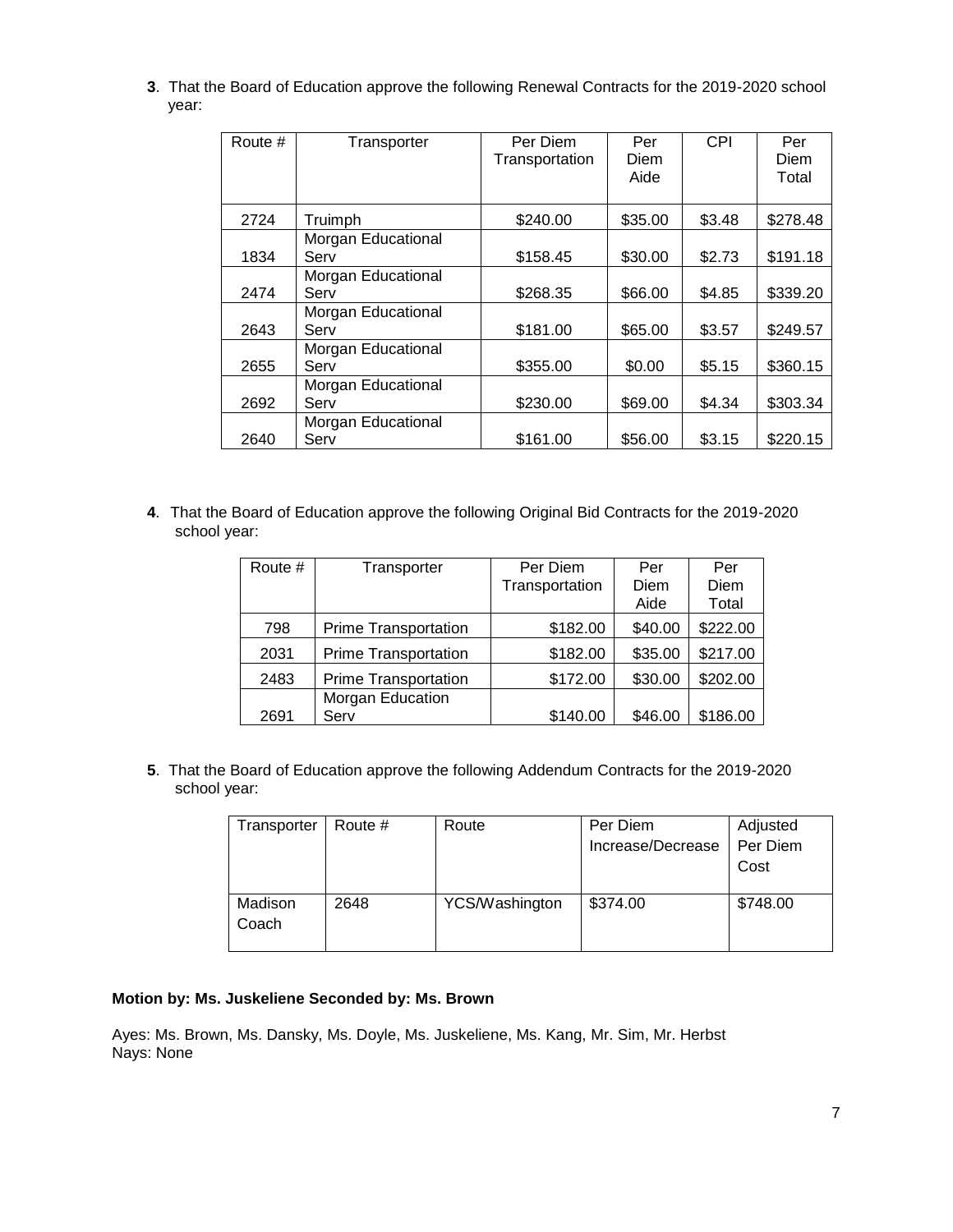**3**. That the Board of Education approve the following Renewal Contracts for the 2019-2020 school year:

| Route # | Transporter | Per Diem Transportation | Per Diem Aide | CPI | Per Diem Total |
|---|---|---|---|---|---|
| 2724 | Truimph | $240.00 | $35.00 | $3.48 | $278.48 |
| 1834 | Morgan Educational Serv | $158.45 | $30.00 | $2.73 | $191.18 |
| 2474 | Morgan Educational Serv | $268.35 | $66.00 | $4.85 | $339.20 |
| 2643 | Morgan Educational Serv | $181.00 | $65.00 | $3.57 | $249.57 |
| 2655 | Morgan Educational Serv | $355.00 | $0.00 | $5.15 | $360.15 |
| 2692 | Morgan Educational Serv | $230.00 | $69.00 | $4.34 | $303.34 |
| 2640 | Morgan Educational Serv | $161.00 | $56.00 | $3.15 | $220.15 |

**4**. That the Board of Education approve the following Original Bid Contracts for the 2019-2020 school year:

| Route # | Transporter | Per Diem Transportation | Per Diem Aide | Per Diem Total |
|---|---|---|---|---|
| 798 | Prime Transportation | $182.00 | $40.00 | $222.00 |
| 2031 | Prime Transportation | $182.00 | $35.00 | $217.00 |
| 2483 | Prime Transportation | $172.00 | $30.00 | $202.00 |
| 2691 | Morgan Education Serv | $140.00 | $46.00 | $186.00 |

**5**. That the Board of Education approve the following Addendum Contracts for the 2019-2020 school year:

| Transporter | Route # | Route | Per Diem Increase/Decrease | Adjusted Per Diem Cost |
|---|---|---|---|---|
| Madison Coach | 2648 | YCS/Washington | $374.00 | $748.00 |

**Motion by: Ms. Juskeliene Seconded by: Ms. Brown**

Ayes: Ms. Brown, Ms. Dansky, Ms. Doyle, Ms. Juskeliene, Ms. Kang, Mr. Sim, Mr. Herbst
Nays: None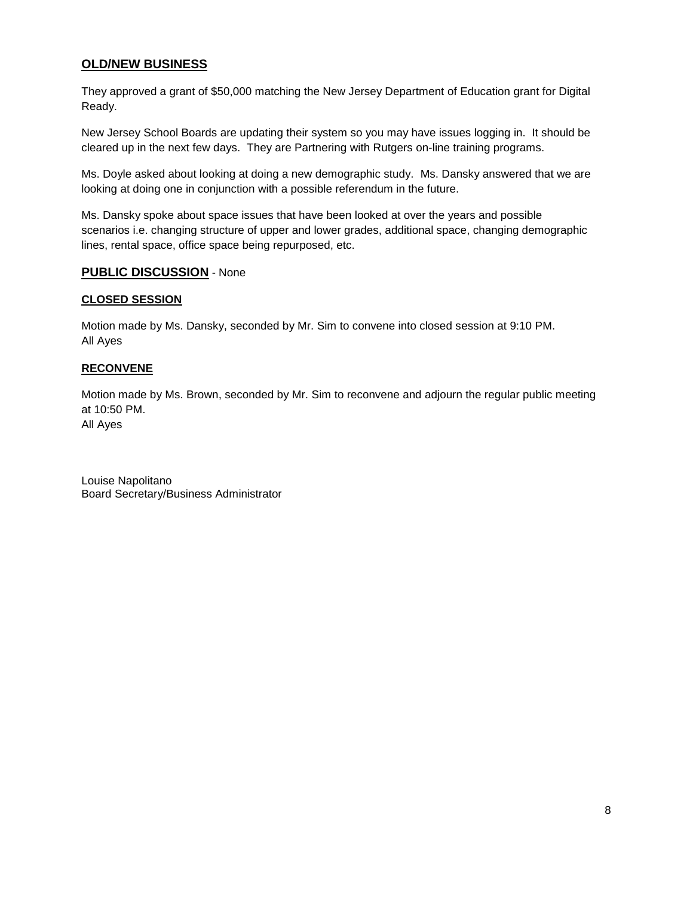## OLD/NEW BUSINESS

They approved a grant of $50,000 matching the New Jersey Department of Education grant for Digital Ready.

New Jersey School Boards are updating their system so you may have issues logging in. It should be cleared up in the next few days. They are Partnering with Rutgers on-line training programs.

Ms. Doyle asked about looking at doing a new demographic study. Ms. Dansky answered that we are looking at doing one in conjunction with a possible referendum in the future.

Ms. Dansky spoke about space issues that have been looked at over the years and possible scenarios i.e. changing structure of upper and lower grades, additional space, changing demographic lines, rental space, office space being repurposed, etc.

## PUBLIC DISCUSSION - None

### CLOSED SESSION

Motion made by Ms. Dansky, seconded by Mr. Sim to convene into closed session at 9:10 PM.
All Ayes

### RECONVENE

Motion made by Ms. Brown, seconded by Mr. Sim to reconvene and adjourn the regular public meeting at 10:50 PM.
All Ayes

Louise Napolitano
Board Secretary/Business Administrator